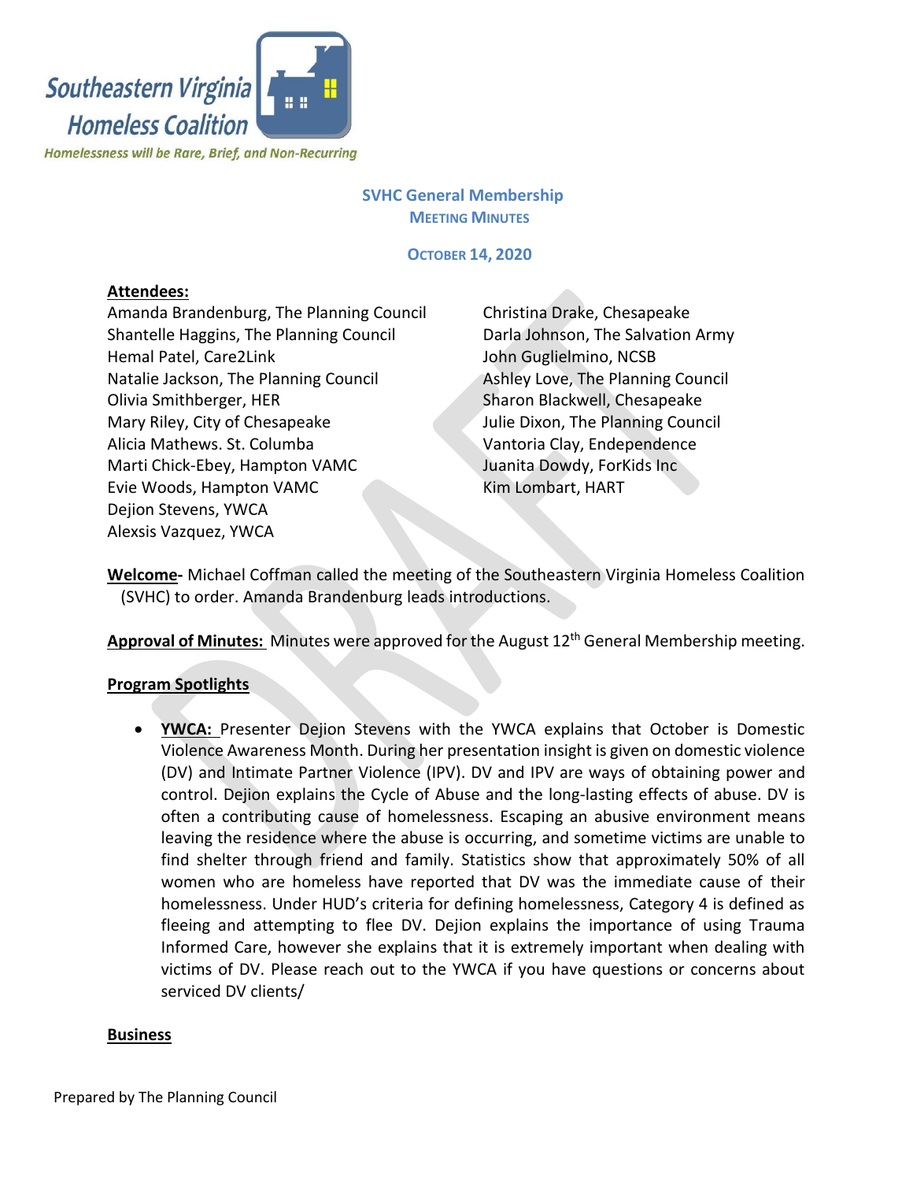Southeastern Virginia Homeless Coalition

*Homelessness will be Rare, Brief, and Non-Recurring*

## SVHC General Membership
### Meeting Minutes

**October 14, 2020**

**Attendees:**

Amanda Brandenburg, The Planning Council
Shantelle Haggins, The Planning Council
Hemal Patel, Care2Link
Natalie Jackson, The Planning Council
Olivia Smithberger, HER
Mary Riley, City of Chesapeake
Alicia Mathews. St. Columba
Marti Chick-Ebey, Hampton VAMC
Evie Woods, Hampton VAMC
Dejion Stevens, YWCA
Alexsis Vazquez, YWCA
Christina Drake, Chesapeake
Darla Johnson, The Salvation Army
John Guglielmino, NCSB
Ashley Love, The Planning Council
Sharon Blackwell, Chesapeake
Julie Dixon, The Planning Council
Vantoria Clay, Independence
Juanita Dowdy, ForKids Inc
Kim Lombart, HART

**Welcome-** Michael Coffman called the meeting of the Southeastern Virginia Homeless Coalition (SVHC) to order. Amanda Brandenburg leads introductions.

**Approval of Minutes:** Minutes were approved for the August 12th General Membership meeting.

**Program Spotlights**

- **YWCA:** Presenter Dejion Stevens with the YWCA explains that October is Domestic Violence Awareness Month. During her presentation insight is given on domestic violence (DV) and Intimate Partner Violence (IPV). DV and IPV are ways of obtaining power and control. Dejion explains the Cycle of Abuse and the long-lasting effects of abuse. DV is often a contributing cause of homelessness. Escaping an abusive environment means leaving the residence where the abuse is occurring, and sometime victims are unable to find shelter through friend and family. Statistics show that approximately 50% of all women who are homeless have reported that DV was the immediate cause of their homelessness. Under HUD's criteria for defining homelessness, Category 4 is defined as fleeing and attempting to flee DV. Dejion explains the importance of using Trauma Informed Care, however she explains that it is extremely important when dealing with victims of DV. Please reach out to the YWCA if you have questions or concerns about serviced DV clients/

**Business**

Prepared by The Planning Council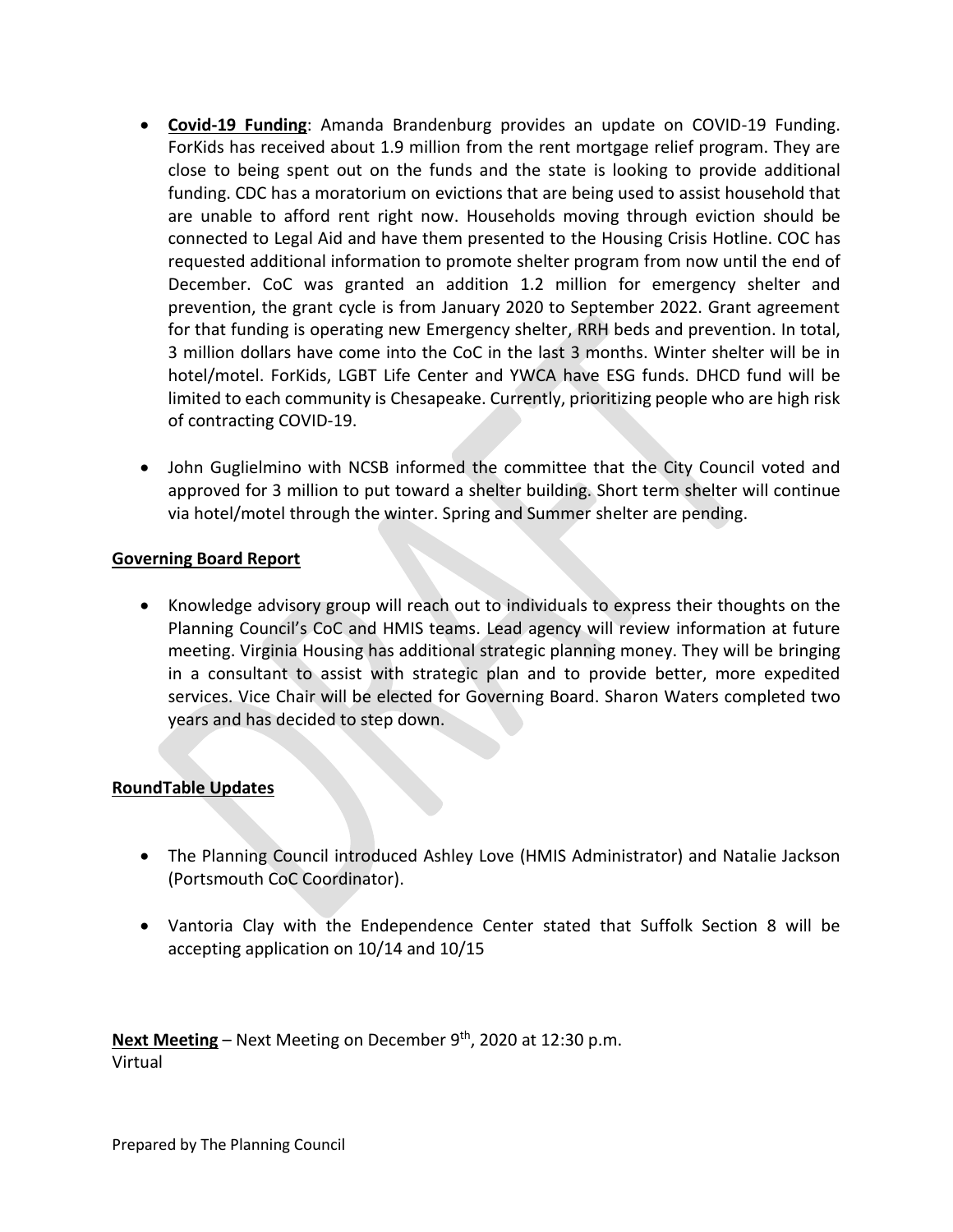- **Covid-19 Funding**: Amanda Brandenburg provides an update on COVID-19 Funding. ForKids has received about 1.9 million from the rent mortgage relief program. They are close to being spent out on the funds and the state is looking to provide additional funding. CDC has a moratorium on evictions that are being used to assist household that are unable to afford rent right now. Households moving through eviction should be connected to Legal Aid and have them presented to the Housing Crisis Hotline. COC has requested additional information to promote shelter program from now until the end of December. CoC was granted an addition 1.2 million for emergency shelter and prevention, the grant cycle is from January 2020 to September 2022. Grant agreement for that funding is operating new Emergency shelter, RRH beds and prevention. In total, 3 million dollars have come into the CoC in the last 3 months. Winter shelter will be in hotel/motel. ForKids, LGBT Life Center and YWCA have ESG funds. DHCD fund will be limited to each community is Chesapeake. Currently, prioritizing people who are high risk of contracting COVID-19.

- John Guglielmino with NCSB informed the committee that the City Council voted and approved for 3 million to put toward a shelter building. Short term shelter will continue via hotel/motel through the winter. Spring and Summer shelter are pending.

**Governing Board Report**

- Knowledge advisory group will reach out to individuals to express their thoughts on the Planning Council's CoC and HMIS teams. Lead agency will review information at future meeting. Virginia Housing has additional strategic planning money. They will be bringing in a consultant to assist with strategic plan and to provide better, more expedited services. Vice Chair will be elected for Governing Board. Sharon Waters completed two years and has decided to step down.

**RoundTable Updates**

- The Planning Council introduced Ashley Love (HMIS Administrator) and Natalie Jackson (Portsmouth CoC Coordinator).

- Vantoria Clay with the Endependence Center stated that Suffolk Section 8 will be accepting application on 10/14 and 10/15

**Next Meeting** – Next Meeting on December 9th, 2020 at 12:30 p.m.
Virtual

Prepared by The Planning Council